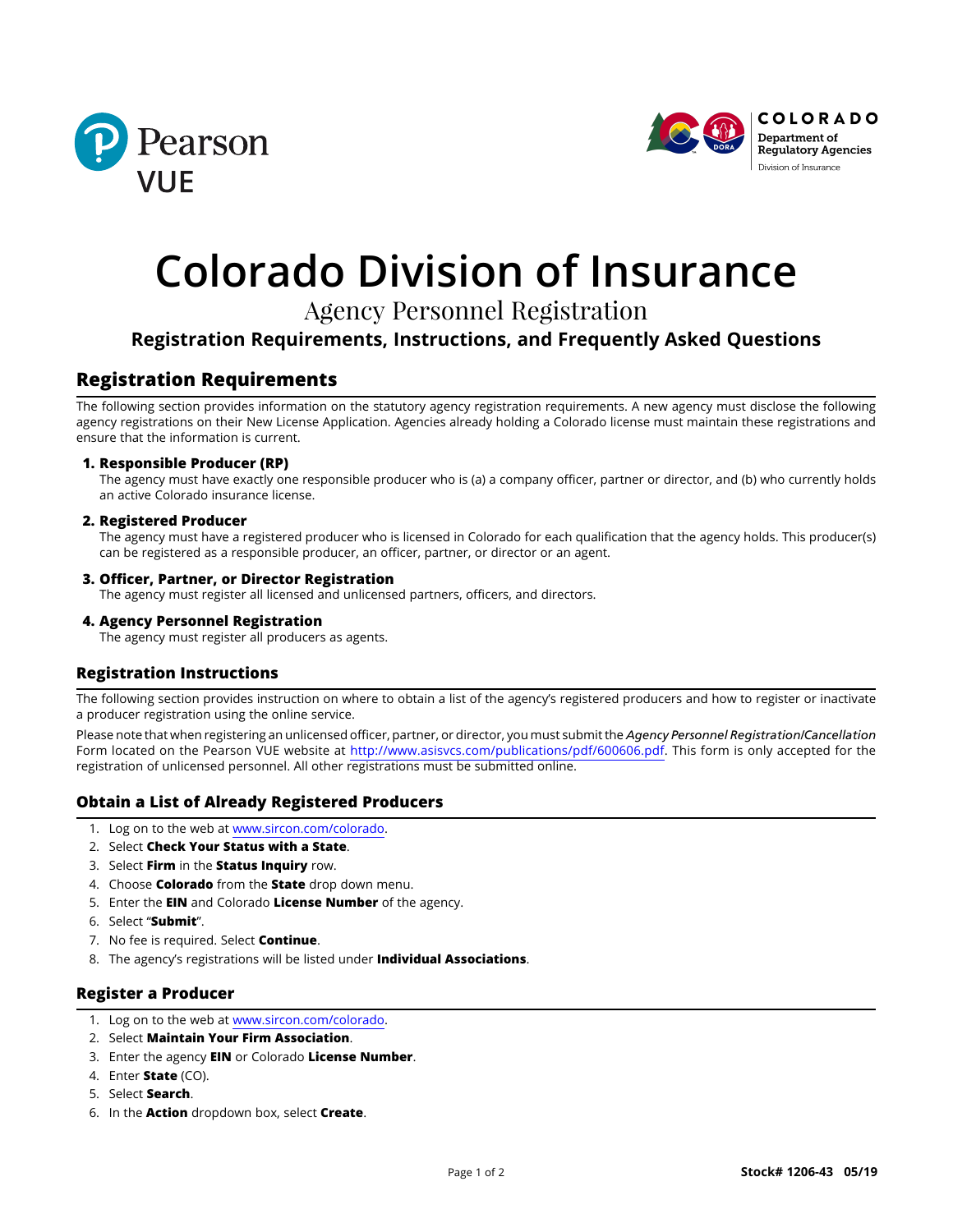# Colorado Division of Insurance

## Agency Personnel Registration

### Registration Requirements, Instructions, and Frequently Asked Questions

## Registration Requirements

The following section provides information on the statutory agency registration requirements. A new agency must disclose the following agency registrations on their New License Application. Agencies already holding a Colorado license must maintain these registrations and ensure that the information is current.

**1. Responsible Producer (RP)**
The agency must have exactly one responsible producer who is (a) a company officer, partner or director, and (b) who currently holds an active Colorado insurance license.

**2. Registered Producer**
The agency must have a registered producer who is licensed in Colorado for each qualification that the agency holds. This producer(s) can be registered as a responsible producer, an officer, partner, or director or an agent.

**3. Officer, Partner, or Director Registration**
The agency must register all licensed and unlicensed partners, officers, and directors.

**4. Agency Personnel Registration**
The agency must register all producers as agents.

### Registration Instructions

The following section provides instruction on where to obtain a list of the agency's registered producers and how to register or inactivate a producer registration using the online service.

Please note that when registering an unlicensed officer, partner, or director, you must submit the *Agency Personnel Registration/Cancellation* Form located on the Pearson VUE website at http://www.asisvcs.com/publications/pdf/600606.pdf. This form is only accepted for the registration of unlicensed personnel. All other registrations must be submitted online.

### Obtain a List of Already Registered Producers

1. Log on to the web at www.sircon.com/colorado.
2. Select **Check Your Status with a State**.
3. Select **Firm** in the **Status Inquiry** row.
4. Choose **Colorado** from the **State** drop down menu.
5. Enter the **EIN** and Colorado **License Number** of the agency.
6. Select "**Submit**".
7. No fee is required. Select **Continue**.
8. The agency's registrations will be listed under **Individual Associations**.

### Register a Producer

1. Log on to the web at www.sircon.com/colorado.
2. Select **Maintain Your Firm Association**.
3. Enter the agency **EIN** or Colorado **License Number**.
4. Enter **State** (CO).
5. Select **Search**.
6. In the **Action** dropdown box, select **Create**.

Stock# 1206-43 05/19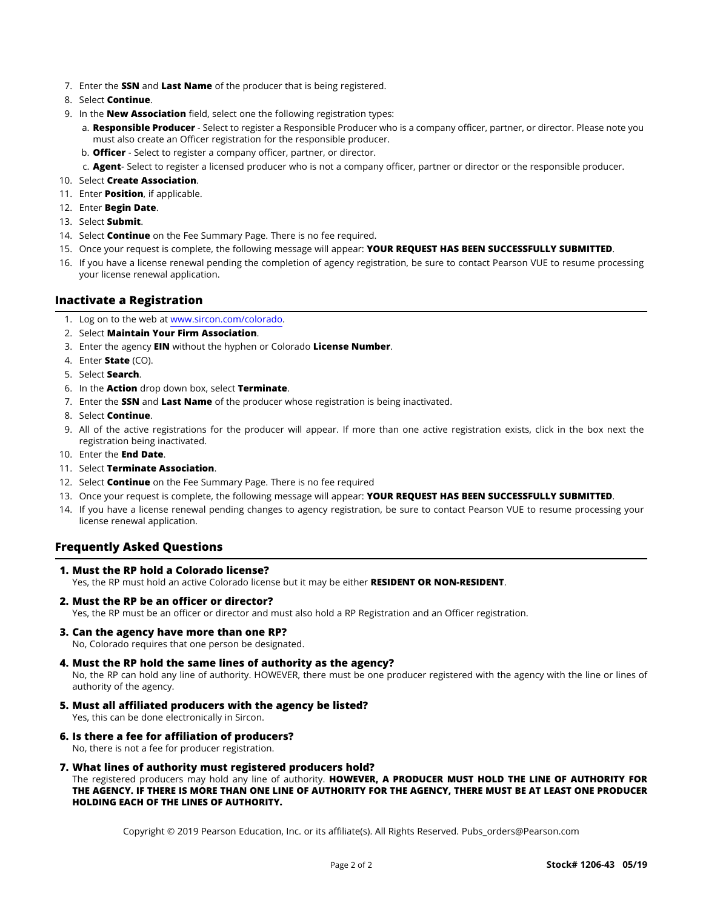7. Enter the **SSN** and **Last Name** of the producer that is being registered.
8. Select **Continue**.
9. In the **New Association** field, select one the following registration types:
   a. **Responsible Producer** - Select to register a Responsible Producer who is a company officer, partner, or director. Please note you must also create an Officer registration for the responsible producer.
   b. **Officer** - Select to register a company officer, partner, or director.
   c. **Agent**- Select to register a licensed producer who is not a company officer, partner or director or the responsible producer.
10. Select **Create Association**.
11. Enter **Position**, if applicable.
12. Enter **Begin Date**.
13. Select **Submit**.
14. Select **Continue** on the Fee Summary Page. There is no fee required.
15. Once your request is complete, the following message will appear: **YOUR REQUEST HAS BEEN SUCCESSFULLY SUBMITTED**.
16. If you have a license renewal pending the completion of agency registration, be sure to contact Pearson VUE to resume processing your license renewal application.

## Inactivate a Registration

1. Log on to the web at www.sircon.com/colorado.
2. Select **Maintain Your Firm Association**.
3. Enter the agency **EIN** without the hyphen or Colorado **License Number**.
4. Enter **State** (CO).
5. Select **Search**.
6. In the **Action** drop down box, select **Terminate**.
7. Enter the **SSN** and **Last Name** of the producer whose registration is being inactivated.
8. Select **Continue**.
9. All of the active registrations for the producer will appear. If more than one active registration exists, click in the box next the registration being inactivated.
10. Enter the **End Date**.
11. Select **Terminate Association**.
12. Select **Continue** on the Fee Summary Page. There is no fee required
13. Once your request is complete, the following message will appear: **YOUR REQUEST HAS BEEN SUCCESSFULLY SUBMITTED**.
14. If you have a license renewal pending changes to agency registration, be sure to contact Pearson VUE to resume processing your license renewal application.

## Frequently Asked Questions

1. **Must the RP hold a Colorado license?**
   Yes, the RP must hold an active Colorado license but it may be either **RESIDENT OR NON-RESIDENT**.
2. **Must the RP be an officer or director?**
   Yes, the RP must be an officer or director and must also hold a RP Registration and an Officer registration.
3. **Can the agency have more than one RP?**
   No, Colorado requires that one person be designated.
4. **Must the RP hold the same lines of authority as the agency?**
   No, the RP can hold any line of authority. HOWEVER, there must be one producer registered with the agency with the line or lines of authority of the agency.
5. **Must all affiliated producers with the agency be listed?**
   Yes, this can be done electronically in Sircon.
6. **Is there a fee for affiliation of producers?**
   No, there is not a fee for producer registration.
7. **What lines of authority must registered producers hold?**
   The registered producers may hold any line of authority. **HOWEVER, A PRODUCER MUST HOLD THE LINE OF AUTHORITY FOR THE AGENCY. IF THERE IS MORE THAN ONE LINE OF AUTHORITY FOR THE AGENCY, THERE MUST BE AT LEAST ONE PRODUCER HOLDING EACH OF THE LINES OF AUTHORITY.**

Copyright © 2019 Pearson Education, Inc. or its affiliate(s). All Rights Reserved. Pubs_orders@Pearson.com

**Stock# 1206-43 05/19**